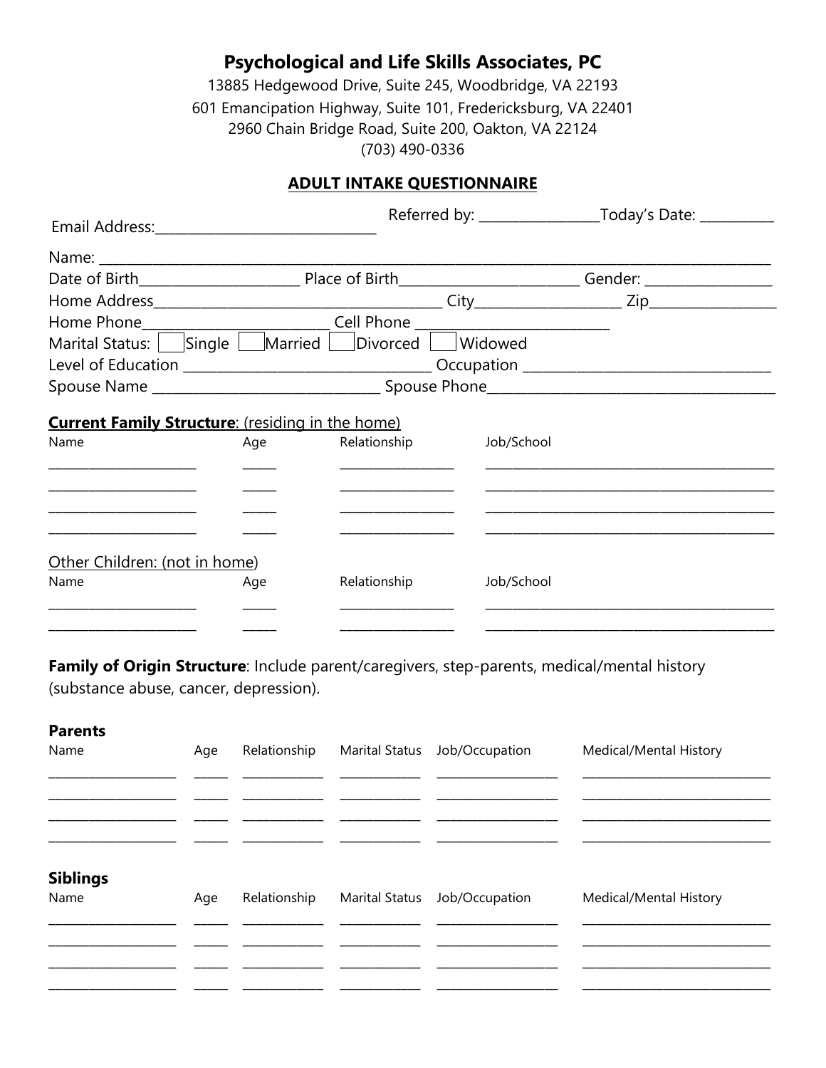# Psychological and Life Skills Associates, PC

13885 Hedgewood Drive, Suite 245, Woodbridge, VA 22193
601 Emancipation Highway, Suite 101, Fredericksburg, VA 22401
2960 Chain Bridge Road, Suite 200, Oakton, VA 22124
(703) 490-0336

## ADULT INTAKE QUESTIONNAIRE

Email Address:_______________________________ Referred by: _________________Today's Date: __________

Name: ____________________________________________________________________________________________

Date of Birth______________________ Place of Birth_________________________ Gender: _________________

Home Address_______________________________________ City____________________ Zip_________________

Home Phone__________________________ Cell Phone __________________________

Marital Status: ☐ Single ☐ Married ☐ Divorced ☐ Widowed

Level of Education __________________________________ Occupation __________________________________

Spouse Name _______________________________ Spouse Phone________________________________________

**Current Family Structure**: (residing in the home)

| Name | Age | Relationship | Job/School |
|---|---|---|---|
| | | | |
| | | | |
| | | | |
| | | | |

Other Children: (not in home)

| Name | Age | Relationship | Job/School |
|---|---|---|---|
| | | | |
| | | | |

**Family of Origin Structure**: Include parent/caregivers, step-parents, medical/mental history (substance abuse, cancer, depression).

**Parents**

| Name | Age | Relationship | Marital Status | Job/Occupation | Medical/Mental History |
|---|---|---|---|---|---|
| | | | | | |
| | | | | | |
| | | | | | |
| | | | | | |

**Siblings**

| Name | Age | Relationship | Marital Status | Job/Occupation | Medical/Mental History |
|---|---|---|---|---|---|
| | | | | | |
| | | | | | |
| | | | | | |
| | | | | | |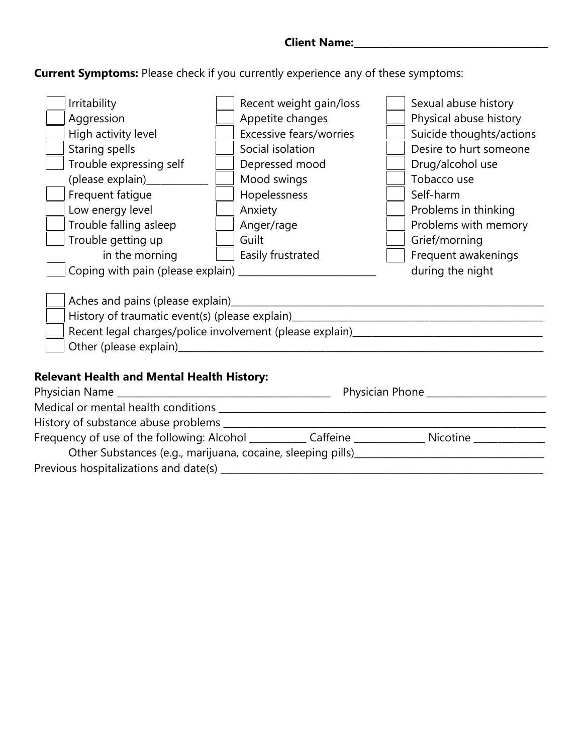**Client Name:**\_\_\_\_\_\_\_\_\_\_\_\_\_\_\_\_\_\_\_\_\_\_\_\_\_\_\_\_\_\_\_\_\_\_\_\_

**Current Symptoms:** Please check if you currently experience any of these symptoms:

- ☐ Irritability
- ☐ Aggression
- ☐ High activity level
- ☐ Staring spells
- ☐ Trouble expressing self (please explain)\_\_\_\_\_\_\_\_\_\_\_\_
- ☐ Frequent fatigue
- ☐ Low energy level
- ☐ Trouble falling asleep
- ☐ Trouble getting up in the morning
- ☐ Coping with pain (please explain) \_\_\_\_\_\_\_\_\_\_\_\_\_\_\_\_\_\_\_\_\_\_\_\_\_\_\_
- ☐ Recent weight gain/loss
- ☐ Appetite changes
- ☐ Excessive fears/worries
- ☐ Social isolation
- ☐ Depressed mood
- ☐ Mood swings
- ☐ Hopelessness
- ☐ Anxiety
- ☐ Anger/rage
- ☐ Guilt
- ☐ Easily frustrated
- ☐ Sexual abuse history
- ☐ Physical abuse history
- ☐ Suicide thoughts/actions
- ☐ Desire to hurt someone
- ☐ Drug/alcohol use
- ☐ Tobacco use
- ☐ Self-harm
- ☐ Problems in thinking
- ☐ Problems with memory
- ☐ Grief/morning
- ☐ Frequent awakenings during the night

- ☐ Aches and pains (please explain)\_\_\_\_\_\_\_\_\_\_\_\_\_\_\_\_\_\_\_\_\_\_\_\_\_\_\_\_\_\_\_\_\_\_\_\_\_\_\_\_\_\_\_\_\_\_\_\_\_\_\_\_\_\_\_\_\_\_\_\_
- ☐ History of traumatic event(s) (please explain)\_\_\_\_\_\_\_\_\_\_\_\_\_\_\_\_\_\_\_\_\_\_\_\_\_\_\_\_\_\_\_\_\_\_\_\_\_\_\_\_\_\_\_\_\_\_\_\_
- ☐ Recent legal charges/police involvement (please explain)\_\_\_\_\_\_\_\_\_\_\_\_\_\_\_\_\_\_\_\_\_\_\_\_\_\_\_\_\_\_\_\_\_\_\_\_\_
- ☐ Other (please explain)\_\_\_\_\_\_\_\_\_\_\_\_\_\_\_\_\_\_\_\_\_\_\_\_\_\_\_\_\_\_\_\_\_\_\_\_\_\_\_\_\_\_\_\_\_\_\_\_\_\_\_\_\_\_\_\_\_\_\_\_\_\_\_\_\_\_\_\_\_\_\_\_\_

**Relevant Health and Mental Health History:**

Physician Name \_\_\_\_\_\_\_\_\_\_\_\_\_\_\_\_\_\_\_\_\_\_\_\_\_\_\_\_\_\_\_\_\_\_\_\_\_\_\_\_\_\_ Physician Phone \_\_\_\_\_\_\_\_\_\_\_\_\_\_\_\_\_\_\_\_\_\_\_\_

Medical or mental health conditions \_\_\_\_\_\_\_\_\_\_\_\_\_\_\_\_\_\_\_\_\_\_\_\_\_\_\_\_\_\_\_\_\_\_\_\_\_\_\_\_\_\_\_\_\_\_\_\_\_\_\_\_\_\_\_\_\_\_\_\_\_\_\_

History of substance abuse problems \_\_\_\_\_\_\_\_\_\_\_\_\_\_\_\_\_\_\_\_\_\_\_\_\_\_\_\_\_\_\_\_\_\_\_\_\_\_\_\_\_\_\_\_\_\_\_\_\_\_\_\_\_\_\_\_\_\_\_\_\_\_\_

Frequency of use of the following: Alcohol \_\_\_\_\_\_\_\_\_\_\_ Caffeine \_\_\_\_\_\_\_\_\_\_\_\_\_\_ Nicotine \_\_\_\_\_\_\_\_\_\_\_\_\_\_

Other Substances (e.g., marijuana, cocaine, sleeping pills)\_\_\_\_\_\_\_\_\_\_\_\_\_\_\_\_\_\_\_\_\_\_\_\_\_\_\_\_\_\_\_\_\_\_\_\_\_\_

Previous hospitalizations and date(s) \_\_\_\_\_\_\_\_\_\_\_\_\_\_\_\_\_\_\_\_\_\_\_\_\_\_\_\_\_\_\_\_\_\_\_\_\_\_\_\_\_\_\_\_\_\_\_\_\_\_\_\_\_\_\_\_\_\_\_\_\_\_\_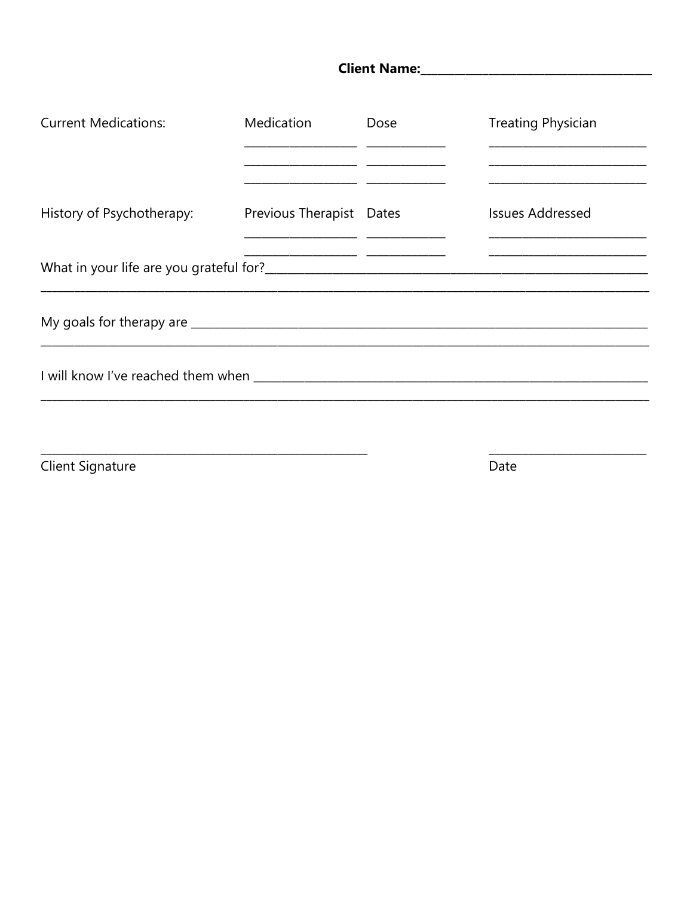**Client Name:**_______________________________________

| Current Medications: | Medication | Dose | Treating Physician |
|---|---|---|---|
| | ___________________ | _____________ | ___________________________ |
| | ___________________ | _____________ | ___________________________ |
| | ___________________ | _____________ | ___________________________ |

| History of Psychotherapy: | Previous Therapist | Dates | Issues Addressed |
|---|---|---|---|
| | ___________________ | _____________ | ___________________________ |
| | ___________________ | _____________ | ___________________________ |

What in your life are you grateful for?________________________________________________________________
__________________________________________________________________________________________________

My goals for therapy are _______________________________________________________________________
__________________________________________________________________________________________________

I will know I've reached them when __________________________________________________________________
__________________________________________________________________________________________________

________________________________________________________ ___________________________

Client Signature Date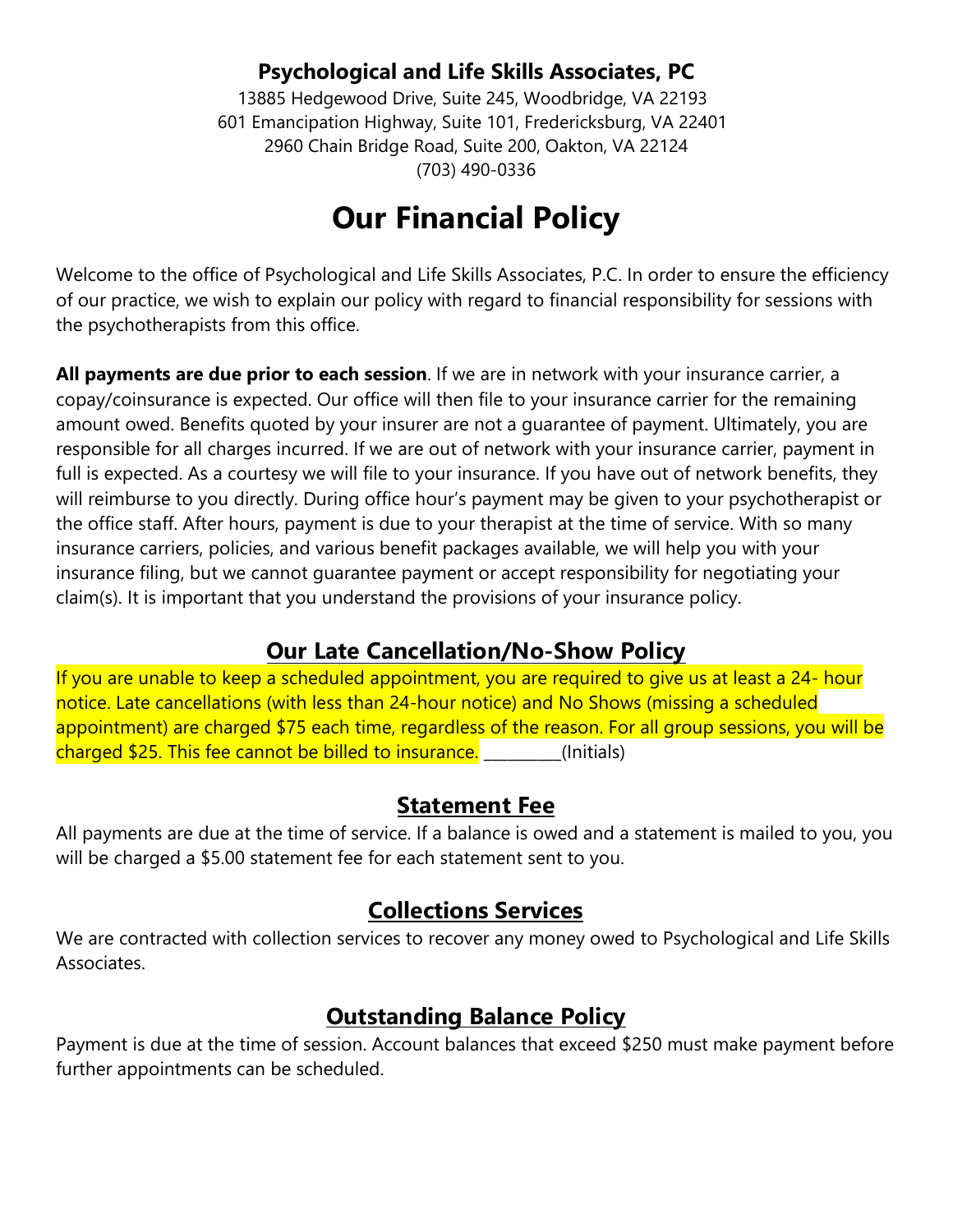**Psychological and Life Skills Associates, PC**

13885 Hedgewood Drive, Suite 245, Woodbridge, VA 22193
601 Emancipation Highway, Suite 101, Fredericksburg, VA 22401
2960 Chain Bridge Road, Suite 200, Oakton, VA 22124
(703) 490-0336

# Our Financial Policy

Welcome to the office of Psychological and Life Skills Associates, P.C. In order to ensure the efficiency of our practice, we wish to explain our policy with regard to financial responsibility for sessions with the psychotherapists from this office.

**All payments are due prior to each session**. If we are in network with your insurance carrier, a copay/coinsurance is expected. Our office will then file to your insurance carrier for the remaining amount owed. Benefits quoted by your insurer are not a guarantee of payment. Ultimately, you are responsible for all charges incurred. If we are out of network with your insurance carrier, payment in full is expected. As a courtesy we will file to your insurance. If you have out of network benefits, they will reimburse to you directly. During office hour's payment may be given to your psychotherapist or the office staff. After hours, payment is due to your therapist at the time of service. With so many insurance carriers, policies, and various benefit packages available, we will help you with your insurance filing, but we cannot guarantee payment or accept responsibility for negotiating your claim(s). It is important that you understand the provisions of your insurance policy.

## Our Late Cancellation/No-Show Policy

If you are unable to keep a scheduled appointment, you are required to give us at least a 24- hour notice. Late cancellations (with less than 24-hour notice) and No Shows (missing a scheduled appointment) are charged $75 each time, regardless of the reason. For all group sessions, you will be charged $25. This fee cannot be billed to insurance. __________(Initials)

## Statement Fee

All payments are due at the time of service. If a balance is owed and a statement is mailed to you, you will be charged a $5.00 statement fee for each statement sent to you.

## Collections Services

We are contracted with collection services to recover any money owed to Psychological and Life Skills Associates.

## Outstanding Balance Policy

Payment is due at the time of session. Account balances that exceed $250 must make payment before further appointments can be scheduled.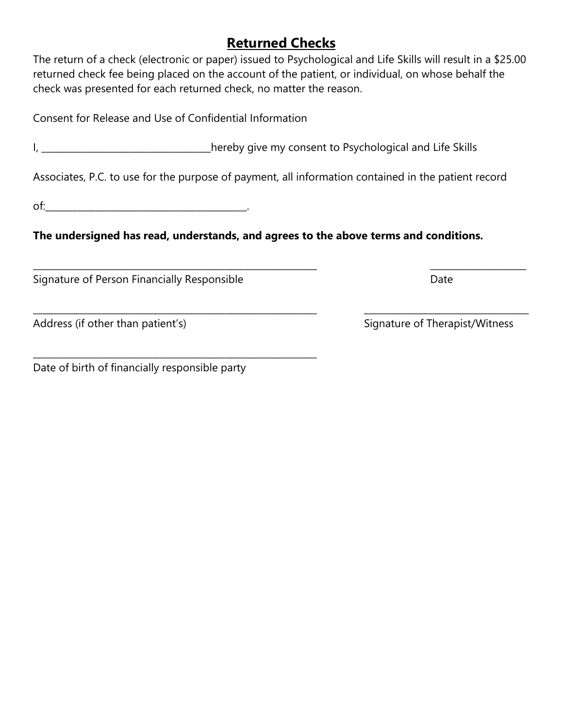## Returned Checks

The return of a check (electronic or paper) issued to Psychological and Life Skills will result in a $25.00 returned check fee being placed on the account of the patient, or individual, on whose behalf the check was presented for each returned check, no matter the reason.

Consent for Release and Use of Confidential Information

I, ___________________________________hereby give my consent to Psychological and Life Skills

Associates, P.C. to use for the purpose of payment, all information contained in the patient record

of:_________________________________________.

**The undersigned has read, understands, and agrees to the above terms and conditions.**

_____________________________________________________________ ____________________

Signature of Person Financially Responsible Date

_____________________________________________________________ __________________________________

Address (if other than patient's) Signature of Therapist/Witness

_____________________________________________________________

Date of birth of financially responsible party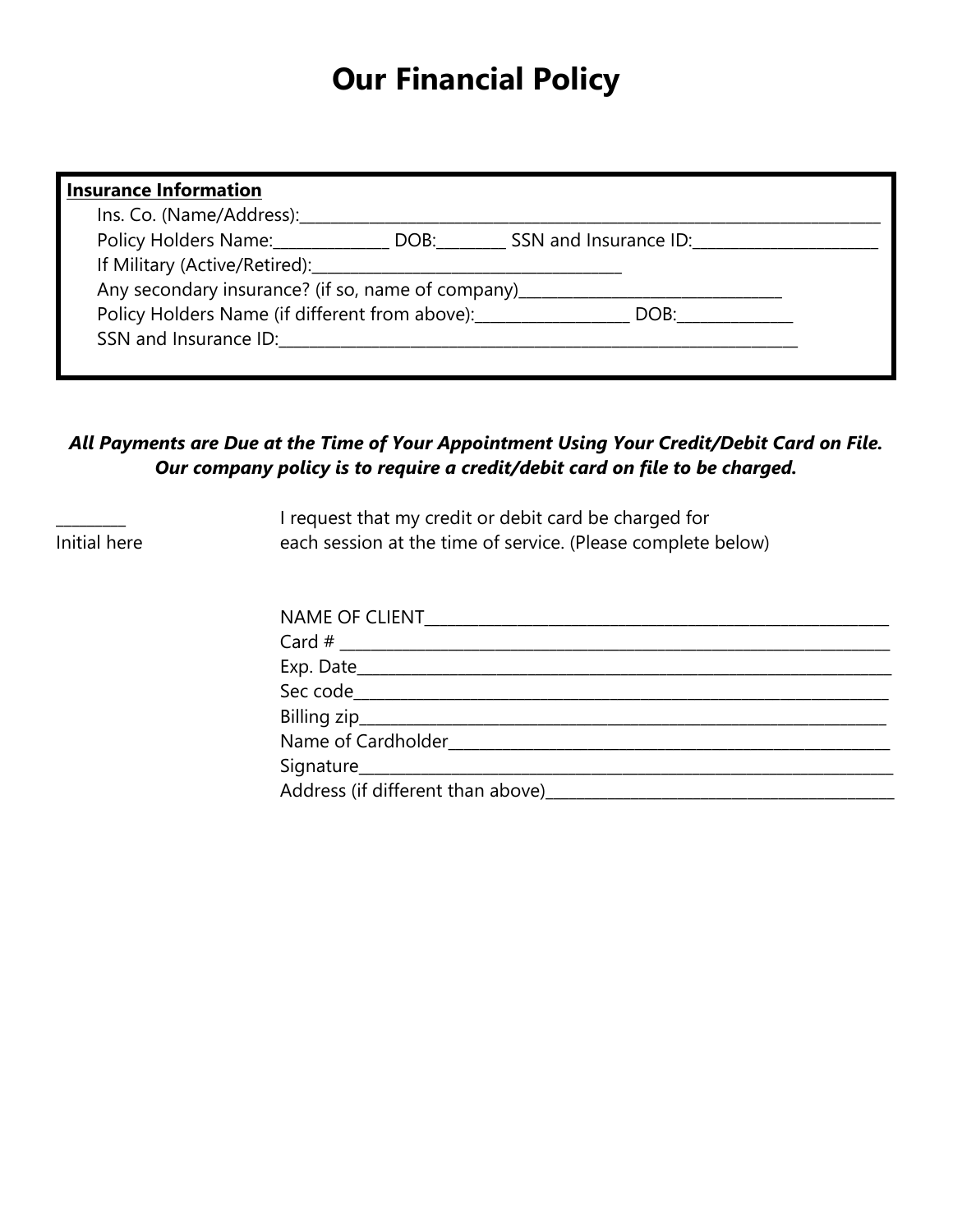# Our Financial Policy

**Insurance Information**

Ins. Co. (Name/Address):____________________________________________________________

Policy Holders Name:______________ DOB:_________ SSN and Insurance ID:________________________

If Military (Active/Retired):________________________________________

Any secondary insurance? (if so, name of company)_________________________________

Policy Holders Name (if different from above):____________________ DOB:_______________

SSN and Insurance ID:_________________________________________________________________

***All Payments are Due at the Time of Your Appointment Using Your Credit/Debit Card on File. Our company policy is to require a credit/debit card on file to be charged.***

_________
Initial here

I request that my credit or debit card be charged for each session at the time of service. (Please complete below)

NAME OF CLIENT____________________________________________________________

Card # ______________________________________________________________________

Exp. Date_____________________________________________________________________

Sec code_____________________________________________________________________

Billing zip____________________________________________________________________

Name of Cardholder_________________________________________________________

Signature_____________________________________________________________________

Address (if different than above)______________________________________________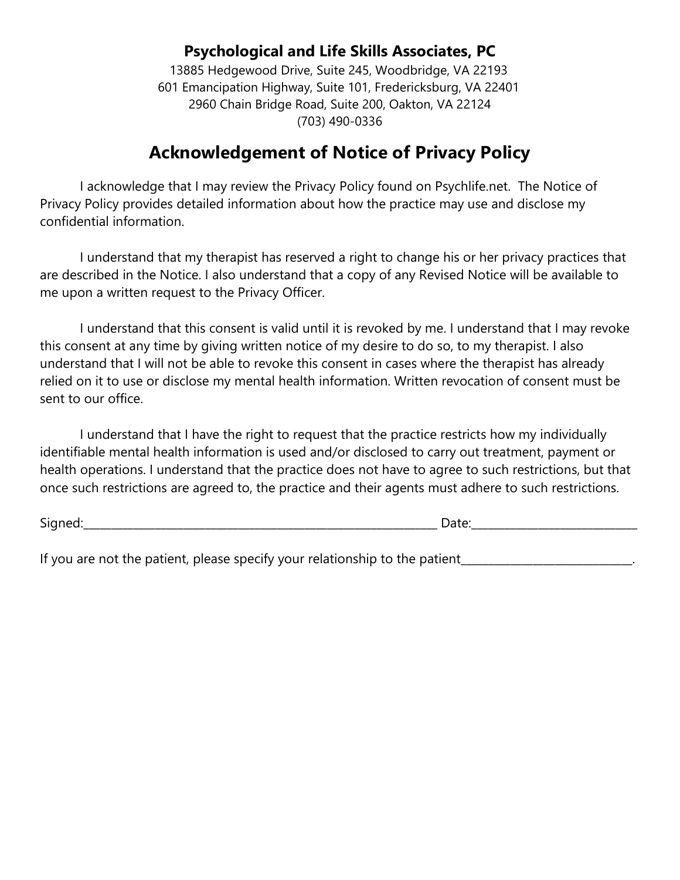**Psychological and Life Skills Associates, PC**

13885 Hedgewood Drive, Suite 245, Woodbridge, VA 22193
601 Emancipation Highway, Suite 101, Fredericksburg, VA 22401
2960 Chain Bridge Road, Suite 200, Oakton, VA 22124
(703) 490-0336

## Acknowledgement of Notice of Privacy Policy

I acknowledge that I may review the Privacy Policy found on Psychlife.net. The Notice of Privacy Policy provides detailed information about how the practice may use and disclose my confidential information.

I understand that my therapist has reserved a right to change his or her privacy practices that are described in the Notice. I also understand that a copy of any Revised Notice will be available to me upon a written request to the Privacy Officer.

I understand that this consent is valid until it is revoked by me. I understand that I may revoke this consent at any time by giving written notice of my desire to do so, to my therapist. I also understand that I will not be able to revoke this consent in cases where the therapist has already relied on it to use or disclose my mental health information. Written revocation of consent must be sent to our office.

I understand that I have the right to request that the practice restricts how my individually identifiable mental health information is used and/or disclosed to carry out treatment, payment or health operations. I understand that the practice does not have to agree to such restrictions, but that once such restrictions are agreed to, the practice and their agents must adhere to such restrictions.

Signed:_______________________________________________________________ Date:_____________________________

If you are not the patient, please specify your relationship to the patient_____________________________.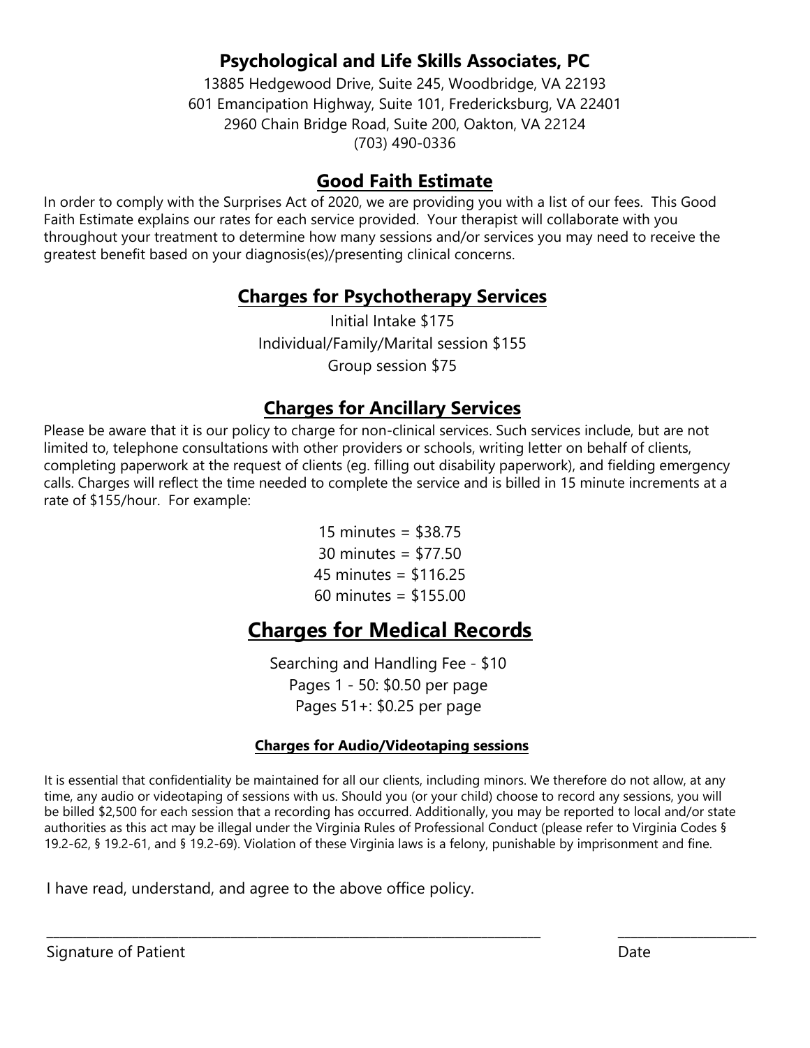## Psychological and Life Skills Associates, PC

13885 Hedgewood Drive, Suite 245, Woodbridge, VA 22193
601 Emancipation Highway, Suite 101, Fredericksburg, VA 22401
2960 Chain Bridge Road, Suite 200, Oakton, VA 22124
(703) 490-0336

## Good Faith Estimate

In order to comply with the Surprises Act of 2020, we are providing you with a list of our fees. This Good Faith Estimate explains our rates for each service provided. Your therapist will collaborate with you throughout your treatment to determine how many sessions and/or services you may need to receive the greatest benefit based on your diagnosis(es)/presenting clinical concerns.

## Charges for Psychotherapy Services

Initial Intake $175
Individual/Family/Marital session $155
Group session $75

## Charges for Ancillary Services

Please be aware that it is our policy to charge for non-clinical services. Such services include, but are not limited to, telephone consultations with other providers or schools, writing letter on behalf of clients, completing paperwork at the request of clients (eg. filling out disability paperwork), and fielding emergency calls. Charges will reflect the time needed to complete the service and is billed in 15 minute increments at a rate of $155/hour. For example:

15 minutes = $38.75
30 minutes = $77.50
45 minutes = $116.25
60 minutes = $155.00

# Charges for Medical Records

Searching and Handling Fee - $10
Pages 1 - 50: $0.50 per page
Pages 51+: $0.25 per page

#### Charges for Audio/Videotaping sessions

It is essential that confidentiality be maintained for all our clients, including minors. We therefore do not allow, at any time, any audio or videotaping of sessions with us. Should you (or your child) choose to record any sessions, you will be billed $2,500 for each session that a recording has occurred. Additionally, you may be reported to local and/or state authorities as this act may be illegal under the Virginia Rules of Professional Conduct (please refer to Virginia Codes § 19.2-62, § 19.2-61, and § 19.2-69). Violation of these Virginia laws is a felony, punishable by imprisonment and fine.

I have read, understand, and agree to the above office policy.

_______________________________________________ ____________________

Signature of Patient Date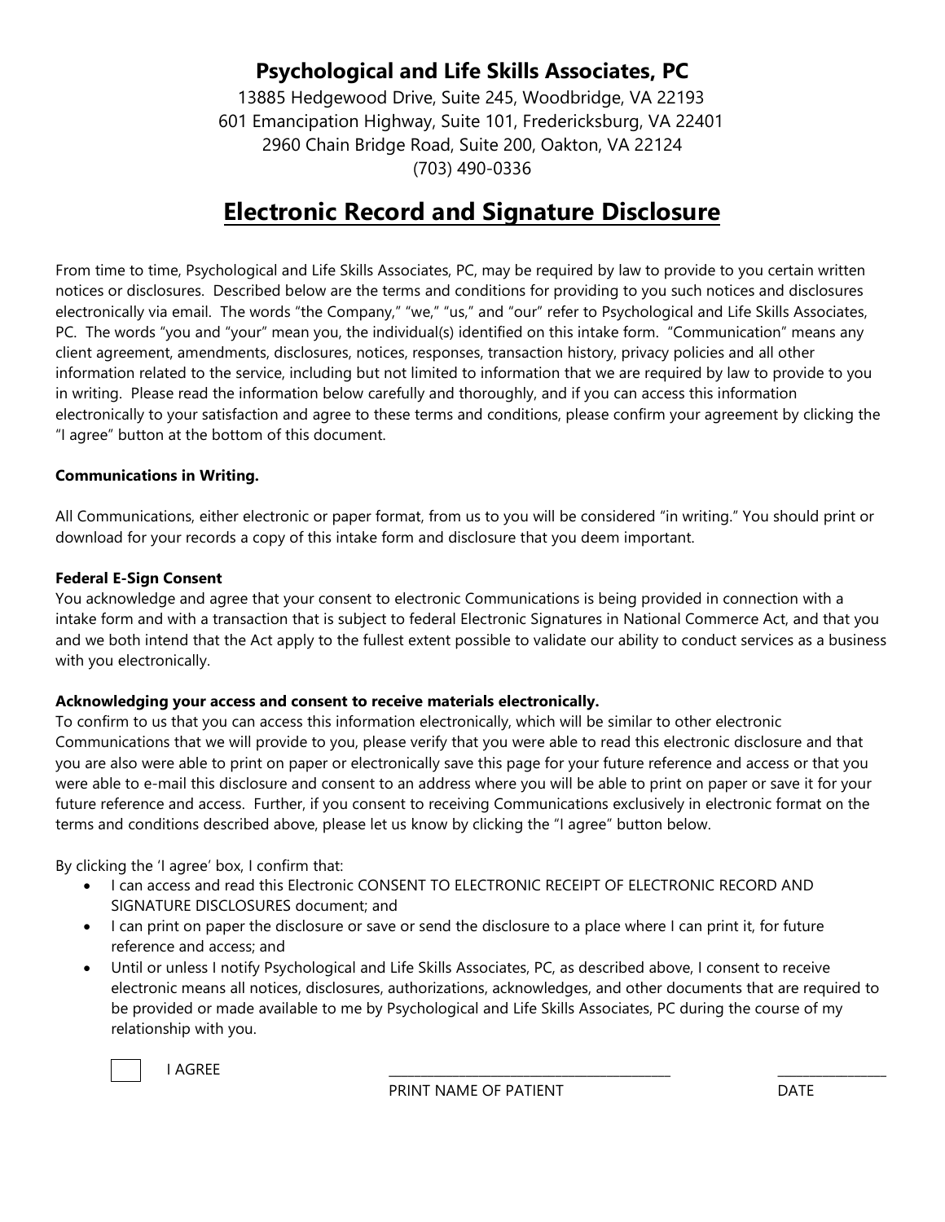# Psychological and Life Skills Associates, PC

13885 Hedgewood Drive, Suite 245, Woodbridge, VA 22193
601 Emancipation Highway, Suite 101, Fredericksburg, VA 22401
2960 Chain Bridge Road, Suite 200, Oakton, VA 22124
(703) 490-0336

## Electronic Record and Signature Disclosure

From time to time, Psychological and Life Skills Associates, PC, may be required by law to provide to you certain written notices or disclosures. Described below are the terms and conditions for providing to you such notices and disclosures electronically via email. The words "the Company," "we," "us," and "our" refer to Psychological and Life Skills Associates, PC. The words "you and "your" mean you, the individual(s) identified on this intake form. "Communication" means any client agreement, amendments, disclosures, notices, responses, transaction history, privacy policies and all other information related to the service, including but not limited to information that we are required by law to provide to you in writing. Please read the information below carefully and thoroughly, and if you can access this information electronically to your satisfaction and agree to these terms and conditions, please confirm your agreement by clicking the "I agree" button at the bottom of this document.

**Communications in Writing.**

All Communications, either electronic or paper format, from us to you will be considered "in writing." You should print or download for your records a copy of this intake form and disclosure that you deem important.

**Federal E-Sign Consent**

You acknowledge and agree that your consent to electronic Communications is being provided in connection with a intake form and with a transaction that is subject to federal Electronic Signatures in National Commerce Act, and that you and we both intend that the Act apply to the fullest extent possible to validate our ability to conduct services as a business with you electronically.

**Acknowledging your access and consent to receive materials electronically.**

To confirm to us that you can access this information electronically, which will be similar to other electronic Communications that we will provide to you, please verify that you were able to read this electronic disclosure and that you are also were able to print on paper or electronically save this page for your future reference and access or that you were able to e-mail this disclosure and consent to an address where you will be able to print on paper or save it for your future reference and access. Further, if you consent to receiving Communications exclusively in electronic format on the terms and conditions described above, please let us know by clicking the "I agree" button below.

By clicking the 'I agree' box, I confirm that:

- I can access and read this Electronic CONSENT TO ELECTRONIC RECEIPT OF ELECTRONIC RECORD AND SIGNATURE DISCLOSURES document; and
- I can print on paper the disclosure or save or send the disclosure to a place where I can print it, for future reference and access; and
- Until or unless I notify Psychological and Life Skills Associates, PC, as described above, I consent to receive electronic means all notices, disclosures, authorizations, acknowledges, and other documents that are required to be provided or made available to me by Psychological and Life Skills Associates, PC during the course of my relationship with you.

☐ I AGREE

______________________________ PRINT NAME OF PATIENT

______________ DATE